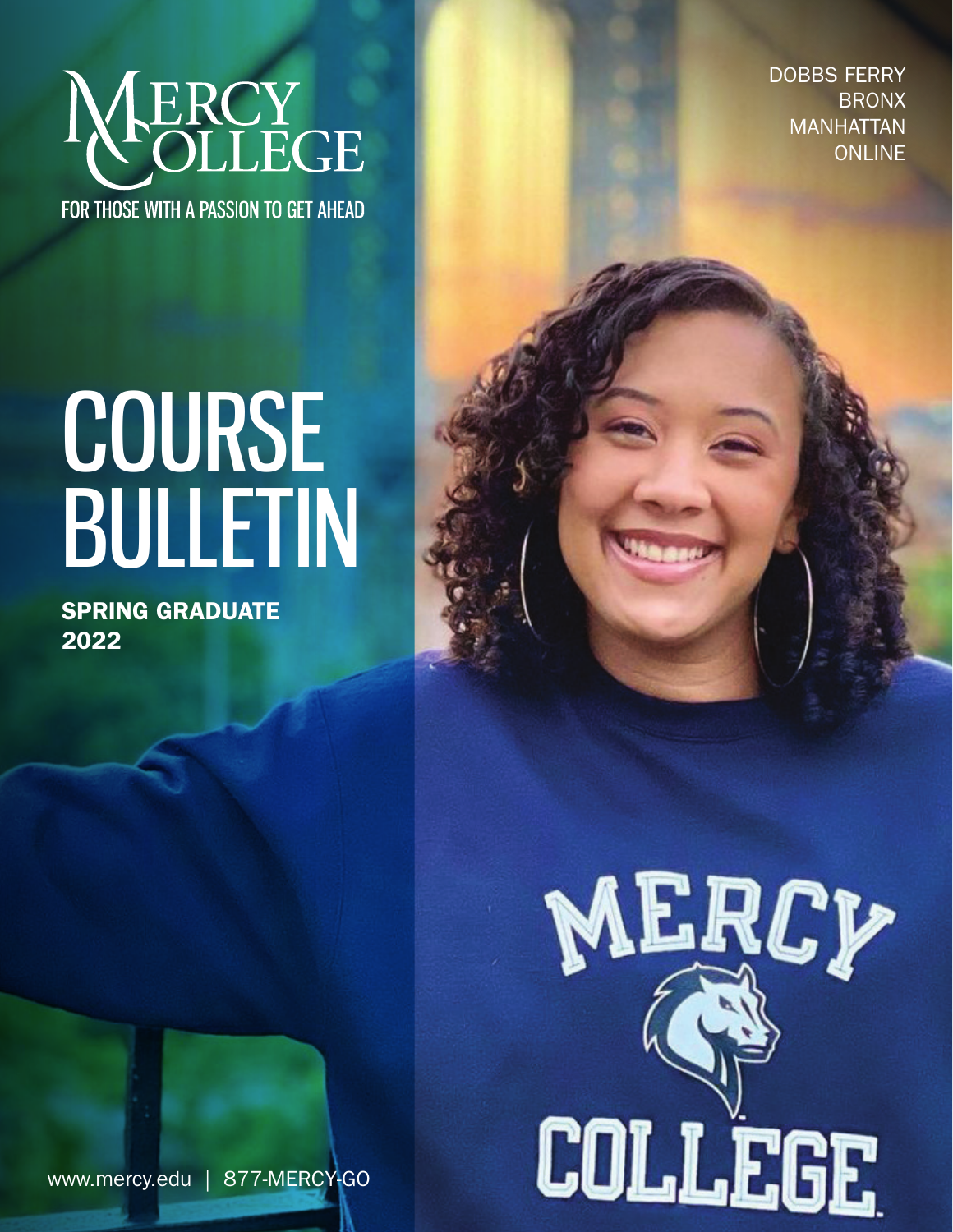# MERCY COLLEGE

FOR THOSE WITH A PASSION TO GET AHEAD

DOBBS FERRY
BRONX
MANHATTAN
ONLINE

# COURSE BULLETIN

**SPRING GRADUATE 2022**

www.mercy.edu | 877-MERCY-GO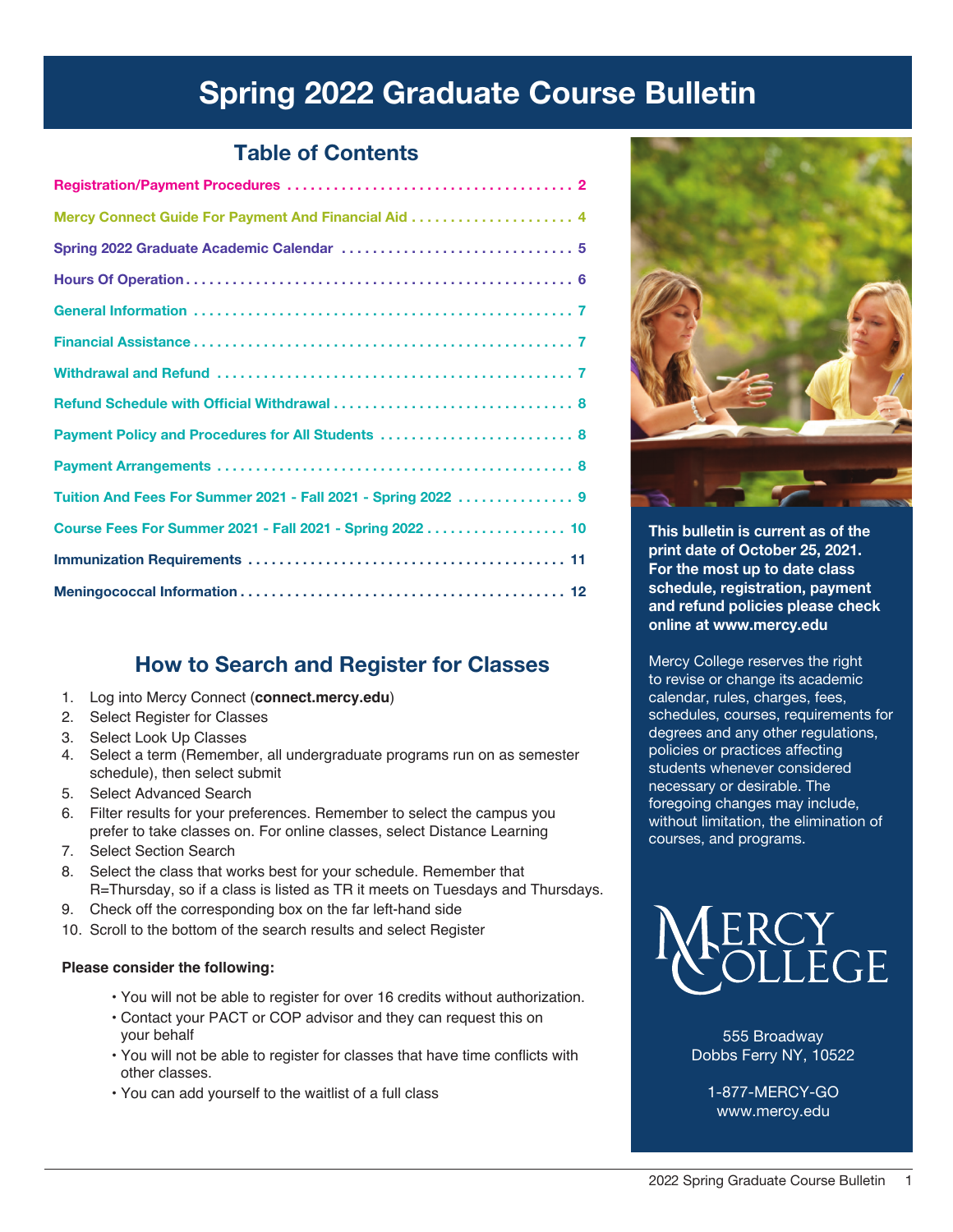# Spring 2022 Graduate Course Bulletin

## Table of Contents

| Section | Page |
|---|---|
| Registration/Payment Procedures | 2 |
| Mercy Connect Guide For Payment And Financial Aid | 4 |
| Spring 2022 Graduate Academic Calendar | 5 |
| Hours Of Operation | 6 |
| General Information | 7 |
| Financial Assistance | 7 |
| Withdrawal and Refund | 7 |
| Refund Schedule with Official Withdrawal | 8 |
| Payment Policy and Procedures for All Students | 8 |
| Payment Arrangements | 8 |
| Tuition And Fees For Summer 2021 - Fall 2021 - Spring 2022 | 9 |
| Course Fees For Summer 2021 - Fall 2021 - Spring 2022 | 10 |
| Immunization Requirements | 11 |
| Meningococcal Information | 12 |

## How to Search and Register for Classes

1. Log into Mercy Connect (**connect.mercy.edu**)
2. Select Register for Classes
3. Select Look Up Classes
4. Select a term (Remember, all undergraduate programs run on as semester schedule), then select submit
5. Select Advanced Search
6. Filter results for your preferences. Remember to select the campus you prefer to take classes on. For online classes, select Distance Learning
7. Select Section Search
8. Select the class that works best for your schedule. Remember that R=Thursday, so if a class is listed as TR it meets on Tuesdays and Thursdays.
9. Check off the corresponding box on the far left-hand side
10. Scroll to the bottom of the search results and select Register

**Please consider the following:**

- You will not be able to register for over 16 credits without authorization.
- Contact your PACT or COP advisor and they can request this on your behalf
- You will not be able to register for classes that have time conflicts with other classes.
- You can add yourself to the waitlist of a full class

**This bulletin is current as of the print date of October 25, 2021. For the most up to date class schedule, registration, payment and refund policies please check online at www.mercy.edu**

Mercy College reserves the right to revise or change its academic calendar, rules, charges, fees, schedules, courses, requirements for degrees and any other regulations, policies or practices affecting students whenever considered necessary or desirable. The foregoing changes may include, without limitation, the elimination of courses, and programs.

Mercy College

555 Broadway
Dobbs Ferry NY, 10522

1-877-MERCY-GO
www.mercy.edu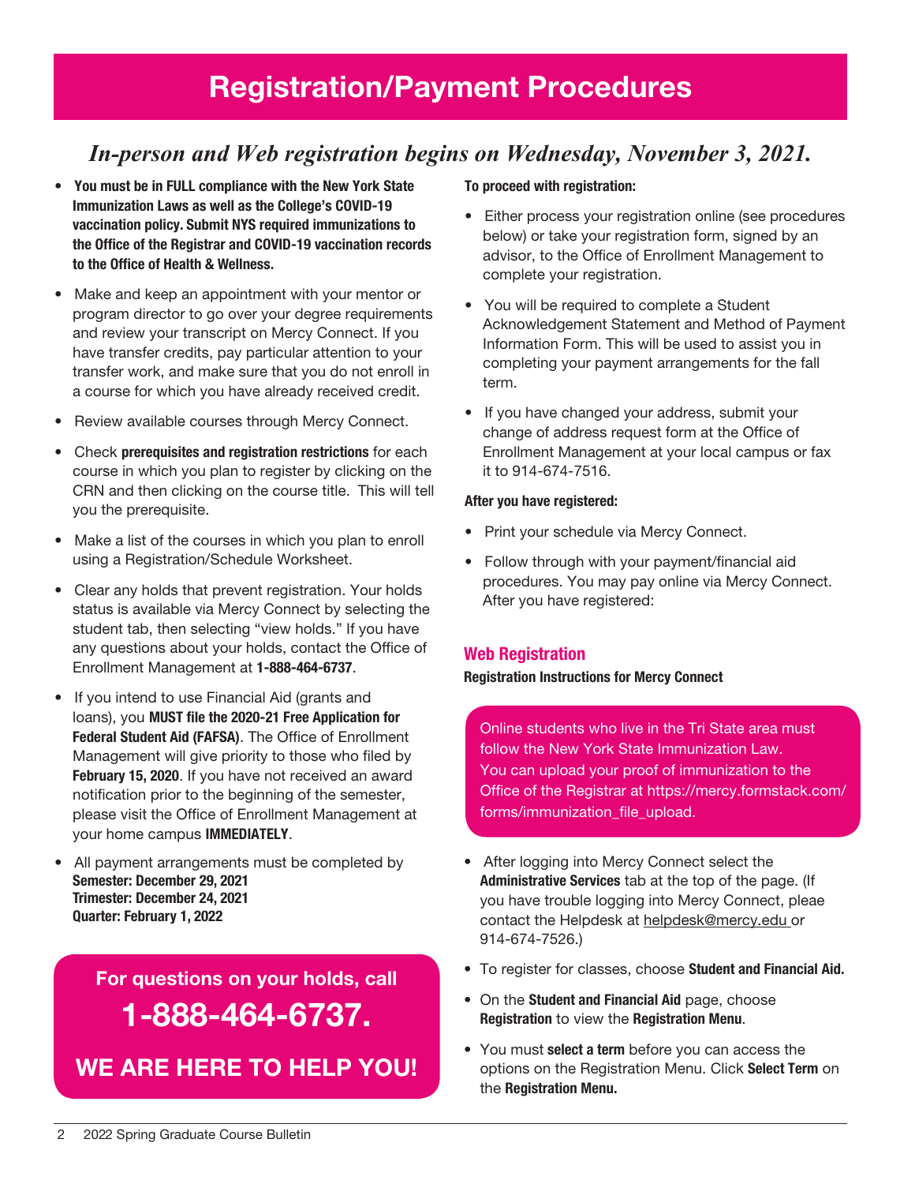# Registration/Payment Procedures

## *In-person and Web registration begins on Wednesday, November 3, 2021.*

- **You must be in FULL compliance with the New York State Immunization Laws as well as the College's COVID-19 vaccination policy. Submit NYS required immunizations to the Office of the Registrar and COVID-19 vaccination records to the Office of Health & Wellness.**
- Make and keep an appointment with your mentor or program director to go over your degree requirements and review your transcript on Mercy Connect. If you have transfer credits, pay particular attention to your transfer work, and make sure that you do not enroll in a course for which you have already received credit.
- Review available courses through Mercy Connect.
- Check **prerequisites and registration restrictions** for each course in which you plan to register by clicking on the CRN and then clicking on the course title. This will tell you the prerequisite.
- Make a list of the courses in which you plan to enroll using a Registration/Schedule Worksheet.
- Clear any holds that prevent registration. Your holds status is available via Mercy Connect by selecting the student tab, then selecting "view holds." If you have any questions about your holds, contact the Office of Enrollment Management at **1-888-464-6737**.
- If you intend to use Financial Aid (grants and loans), you **MUST file the 2020-21 Free Application for Federal Student Aid (FAFSA)**. The Office of Enrollment Management will give priority to those who filed by **February 15, 2020**. If you have not received an award notification prior to the beginning of the semester, please visit the Office of Enrollment Management at your home campus **IMMEDIATELY**.
- All payment arrangements must be completed by
  **Semester: December 29, 2021**
  **Trimester: December 24, 2021**
  **Quarter: February 1, 2022**

**For questions on your holds, call**

**1-888-464-6737.**

**WE ARE HERE TO HELP YOU!**

**To proceed with registration:**

- Either process your registration online (see procedures below) or take your registration form, signed by an advisor, to the Office of Enrollment Management to complete your registration.
- You will be required to complete a Student Acknowledgement Statement and Method of Payment Information Form. This will be used to assist you in completing your payment arrangements for the fall term.
- If you have changed your address, submit your change of address request form at the Office of Enrollment Management at your local campus or fax it to 914-674-7516.

**After you have registered:**

- Print your schedule via Mercy Connect.
- Follow through with your payment/financial aid procedures. You may pay online via Mercy Connect. After you have registered:

### Web Registration

**Registration Instructions for Mercy Connect**

Online students who live in the Tri State area must follow the New York State Immunization Law. You can upload your proof of immunization to the Office of the Registrar at https://mercy.formstack.com/forms/immunization_file_upload.

- After logging into Mercy Connect select the **Administrative Services** tab at the top of the page. (If you have trouble logging into Mercy Connect, pleae contact the Helpdesk at helpdesk@mercy.edu or 914-674-7526.)
- To register for classes, choose **Student and Financial Aid.**
- On the **Student and Financial Aid** page, choose **Registration** to view the **Registration Menu**.
- You must **select a term** before you can access the options on the Registration Menu. Click **Select Term** on the **Registration Menu.**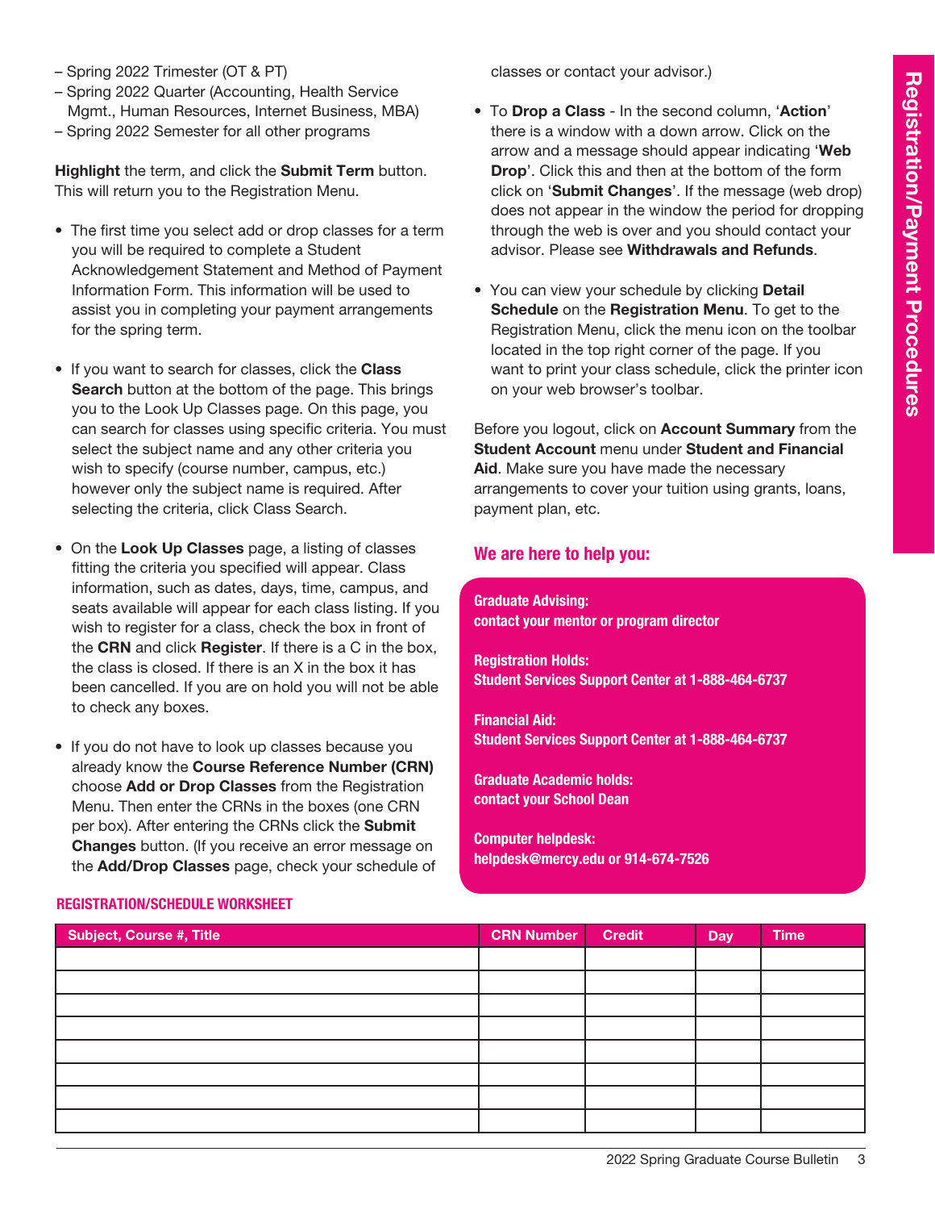– Spring 2022 Trimester (OT & PT)
– Spring 2022 Quarter (Accounting, Health Service Mgmt., Human Resources, Internet Business, MBA)
– Spring 2022 Semester for all other programs

**Highlight** the term, and click the **Submit Term** button. This will return you to the Registration Menu.

- The first time you select add or drop classes for a term you will be required to complete a Student Acknowledgement Statement and Method of Payment Information Form. This information will be used to assist you in completing your payment arrangements for the spring term.
- If you want to search for classes, click the **Class Search** button at the bottom of the page. This brings you to the Look Up Classes page. On this page, you can search for classes using specific criteria. You must select the subject name and any other criteria you wish to specify (course number, campus, etc.) however only the subject name is required. After selecting the criteria, click Class Search.
- On the **Look Up Classes** page, a listing of classes fitting the criteria you specified will appear. Class information, such as dates, days, time, campus, and seats available will appear for each class listing. If you wish to register for a class, check the box in front of the **CRN** and click **Register**. If there is a C in the box, the class is closed. If there is an X in the box it has been cancelled. If you are on hold you will not be able to check any boxes.
- If you do not have to look up classes because you already know the **Course Reference Number (CRN)** choose **Add or Drop Classes** from the Registration Menu. Then enter the CRNs in the boxes (one CRN per box). After entering the CRNs click the **Submit Changes** button. (If you receive an error message on the **Add/Drop Classes** page, check your schedule of classes or contact your advisor.)
- To **Drop a Class** - In the second column, '**Action**' there is a window with a down arrow. Click on the arrow and a message should appear indicating '**Web Drop**'. Click this and then at the bottom of the form click on '**Submit Changes**'. If the message (web drop) does not appear in the window the period for dropping through the web is over and you should contact your advisor. Please see **Withdrawals and Refunds**.
- You can view your schedule by clicking **Detail Schedule** on the **Registration Menu**. To get to the Registration Menu, click the menu icon on the toolbar located in the top right corner of the page. If you want to print your class schedule, click the printer icon on your web browser's toolbar.

Before you logout, click on **Account Summary** from the **Student Account** menu under **Student and Financial Aid**. Make sure you have made the necessary arrangements to cover your tuition using grants, loans, payment plan, etc.

## We are here to help you:

**Graduate Advising:**
**contact your mentor or program director**

**Registration Holds:**
**Student Services Support Center at 1-888-464-6737**

**Financial Aid:**
**Student Services Support Center at 1-888-464-6737**

**Graduate Academic holds:**
**contact your School Dean**

**Computer helpdesk:**
**helpdesk@mercy.edu or 914-674-7526**

### REGISTRATION/SCHEDULE WORKSHEET

| Subject, Course #, Title | CRN Number | Credit | Day | Time |
| --- | --- | --- | --- | --- |
| | | | | |
| | | | | |
| | | | | |
| | | | | |
| | | | | |
| | | | | |
| | | | | |
| | | | | |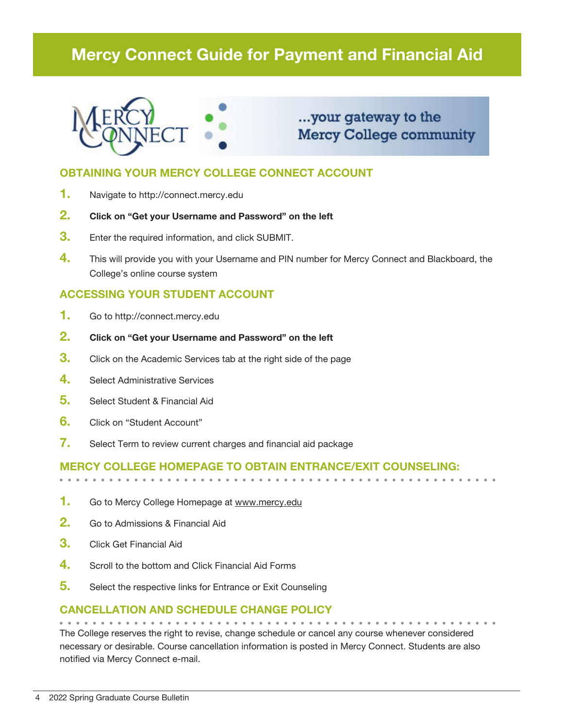# Mercy Connect Guide for Payment and Financial Aid

...your gateway to the Mercy College community

## OBTAINING YOUR MERCY COLLEGE CONNECT ACCOUNT

1. Navigate to http://connect.mercy.edu
2. **Click on “Get your Username and Password” on the left**
3. Enter the required information, and click SUBMIT.
4. This will provide you with your Username and PIN number for Mercy Connect and Blackboard, the College’s online course system

## ACCESSING YOUR STUDENT ACCOUNT

1. Go to http://connect.mercy.edu
2. **Click on “Get your Username and Password” on the left**
3. Click on the Academic Services tab at the right side of the page
4. Select Administrative Services
5. Select Student & Financial Aid
6. Click on “Student Account”
7. Select Term to review current charges and financial aid package

## MERCY COLLEGE HOMEPAGE TO OBTAIN ENTRANCE/EXIT COUNSELING:

1. Go to Mercy College Homepage at www.mercy.edu
2. Go to Admissions & Financial Aid
3. Click Get Financial Aid
4. Scroll to the bottom and Click Financial Aid Forms
5. Select the respective links for Entrance or Exit Counseling

## CANCELLATION AND SCHEDULE CHANGE POLICY

The College reserves the right to revise, change schedule or cancel any course whenever considered necessary or desirable. Course cancellation information is posted in Mercy Connect. Students are also notified via Mercy Connect e-mail.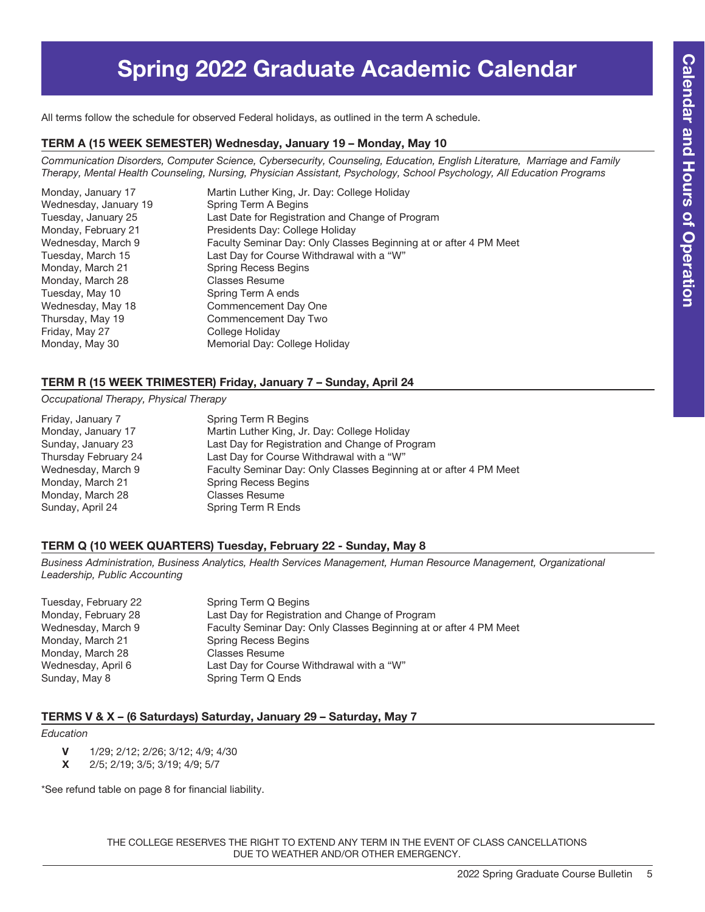# Spring 2022 Graduate Academic Calendar

All terms follow the schedule for observed Federal holidays, as outlined in the term A schedule.

## TERM A (15 WEEK SEMESTER) Wednesday, January 19 – Monday, May 10

*Communication Disorders, Computer Science, Cybersecurity, Counseling, Education, English Literature, Marriage and Family Therapy, Mental Health Counseling, Nursing, Physician Assistant, Psychology, School Psychology, All Education Programs*

| Date | Event |
|---|---|
| Monday, January 17 | Martin Luther King, Jr. Day: College Holiday |
| Wednesday, January 19 | Spring Term A Begins |
| Tuesday, January 25 | Last Date for Registration and Change of Program |
| Monday, February 21 | Presidents Day: College Holiday |
| Wednesday, March 9 | Faculty Seminar Day: Only Classes Beginning at or after 4 PM Meet |
| Tuesday, March 15 | Last Day for Course Withdrawal with a "W" |
| Monday, March 21 | Spring Recess Begins |
| Monday, March 28 | Classes Resume |
| Tuesday, May 10 | Spring Term A ends |
| Wednesday, May 18 | Commencement Day One |
| Thursday, May 19 | Commencement Day Two |
| Friday, May 27 | College Holiday |
| Monday, May 30 | Memorial Day: College Holiday |

## TERM R (15 WEEK TRIMESTER) Friday, January 7 – Sunday, April 24

*Occupational Therapy, Physical Therapy*

| Date | Event |
|---|---|
| Friday, January 7 | Spring Term R Begins |
| Monday, January 17 | Martin Luther King, Jr. Day: College Holiday |
| Sunday, January 23 | Last Day for Registration and Change of Program |
| Thursday February 24 | Last Day for Course Withdrawal with a "W" |
| Wednesday, March 9 | Faculty Seminar Day: Only Classes Beginning at or after 4 PM Meet |
| Monday, March 21 | Spring Recess Begins |
| Monday, March 28 | Classes Resume |
| Sunday, April 24 | Spring Term R Ends |

## TERM Q (10 WEEK QUARTERS) Tuesday, February 22 - Sunday, May 8

*Business Administration, Business Analytics, Health Services Management, Human Resource Management, Organizational Leadership, Public Accounting*

| Date | Event |
|---|---|
| Tuesday, February 22 | Spring Term Q Begins |
| Monday, February 28 | Last Day for Registration and Change of Program |
| Wednesday, March 9 | Faculty Seminar Day: Only Classes Beginning at or after 4 PM Meet |
| Monday, March 21 | Spring Recess Begins |
| Monday, March 28 | Classes Resume |
| Wednesday, April 6 | Last Day for Course Withdrawal with a "W" |
| Sunday, May 8 | Spring Term Q Ends |

## TERMS V & X – (6 Saturdays) Saturday, January 29 – Saturday, May 7

*Education*

- **V** 1/29; 2/12; 2/26; 3/12; 4/9; 4/30
- **X** 2/5; 2/19; 3/5; 3/19; 4/9; 5/7

*See refund table on page 8 for financial liability.

THE COLLEGE RESERVES THE RIGHT TO EXTEND ANY TERM IN THE EVENT OF CLASS CANCELLATIONS DUE TO WEATHER AND/OR OTHER EMERGENCY.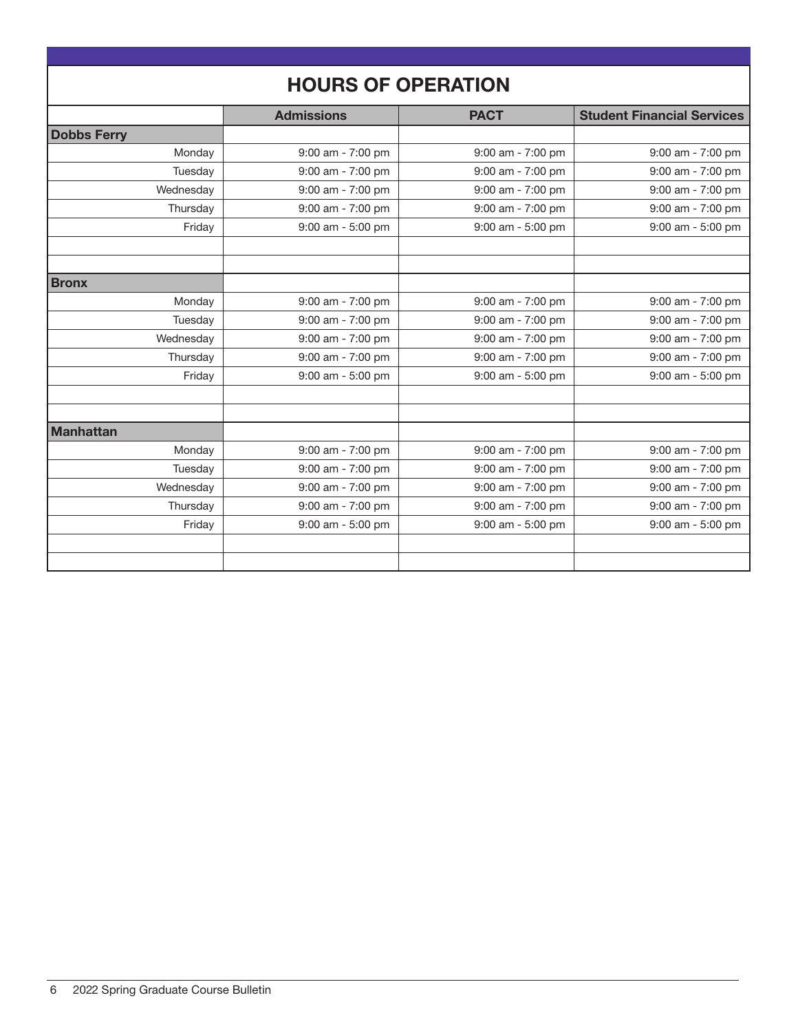## HOURS OF OPERATION

| | Admissions | PACT | Student Financial Services |
|---|---|---|---|
| **Dobbs Ferry** | | | |
| Monday | 9:00 am - 7:00 pm | 9:00 am - 7:00 pm | 9:00 am - 7:00 pm |
| Tuesday | 9:00 am - 7:00 pm | 9:00 am - 7:00 pm | 9:00 am - 7:00 pm |
| Wednesday | 9:00 am - 7:00 pm | 9:00 am - 7:00 pm | 9:00 am - 7:00 pm |
| Thursday | 9:00 am - 7:00 pm | 9:00 am - 7:00 pm | 9:00 am - 7:00 pm |
| Friday | 9:00 am - 5:00 pm | 9:00 am - 5:00 pm | 9:00 am - 5:00 pm |
| | | | |
| | | | |
| **Bronx** | | | |
| Monday | 9:00 am - 7:00 pm | 9:00 am - 7:00 pm | 9:00 am - 7:00 pm |
| Tuesday | 9:00 am - 7:00 pm | 9:00 am - 7:00 pm | 9:00 am - 7:00 pm |
| Wednesday | 9:00 am - 7:00 pm | 9:00 am - 7:00 pm | 9:00 am - 7:00 pm |
| Thursday | 9:00 am - 7:00 pm | 9:00 am - 7:00 pm | 9:00 am - 7:00 pm |
| Friday | 9:00 am - 5:00 pm | 9:00 am - 5:00 pm | 9:00 am - 5:00 pm |
| | | | |
| | | | |
| **Manhattan** | | | |
| Monday | 9:00 am - 7:00 pm | 9:00 am - 7:00 pm | 9:00 am - 7:00 pm |
| Tuesday | 9:00 am - 7:00 pm | 9:00 am - 7:00 pm | 9:00 am - 7:00 pm |
| Wednesday | 9:00 am - 7:00 pm | 9:00 am - 7:00 pm | 9:00 am - 7:00 pm |
| Thursday | 9:00 am - 7:00 pm | 9:00 am - 7:00 pm | 9:00 am - 7:00 pm |
| Friday | 9:00 am - 5:00 pm | 9:00 am - 5:00 pm | 9:00 am - 5:00 pm |
| | | | |
| | | | |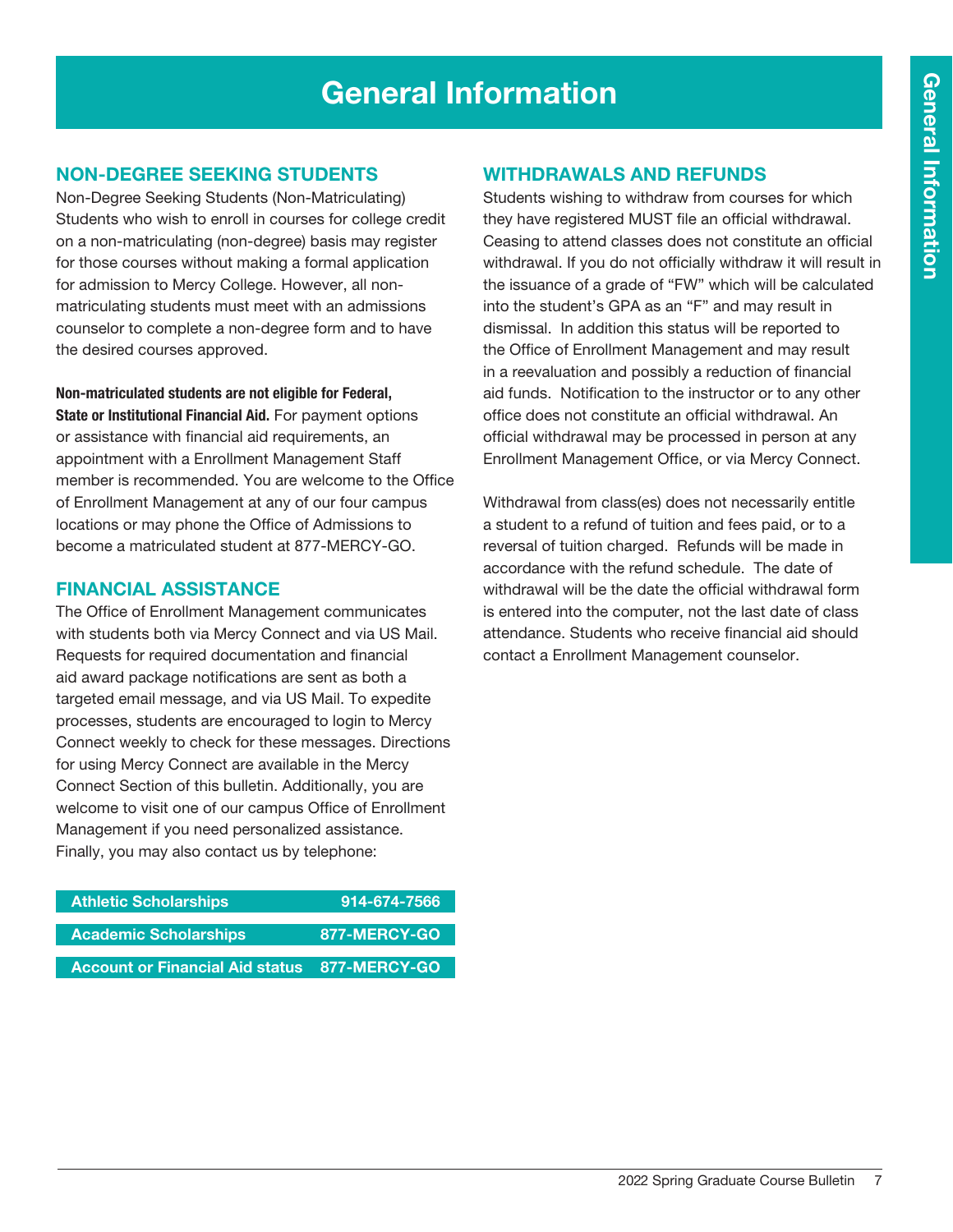# General Information

## NON-DEGREE SEEKING STUDENTS

Non-Degree Seeking Students (Non-Matriculating) Students who wish to enroll in courses for college credit on a non-matriculating (non-degree) basis may register for those courses without making a formal application for admission to Mercy College. However, all non-matriculating students must meet with an admissions counselor to complete a non-degree form and to have the desired courses approved.

**Non-matriculated students are not eligible for Federal, State or Institutional Financial Aid.** For payment options or assistance with financial aid requirements, an appointment with a Enrollment Management Staff member is recommended. You are welcome to the Office of Enrollment Management at any of our four campus locations or may phone the Office of Admissions to become a matriculated student at 877-MERCY-GO.

## FINANCIAL ASSISTANCE

The Office of Enrollment Management communicates with students both via Mercy Connect and via US Mail. Requests for required documentation and financial aid award package notifications are sent as both a targeted email message, and via US Mail. To expedite processes, students are encouraged to login to Mercy Connect weekly to check for these messages. Directions for using Mercy Connect are available in the Mercy Connect Section of this bulletin. Additionally, you are welcome to visit one of our campus Office of Enrollment Management if you need personalized assistance. Finally, you may also contact us by telephone:

| | |
|---|---|
| Athletic Scholarships | 914-674-7566 |
| Academic Scholarships | 877-MERCY-GO |
| Account or Financial Aid status | 877-MERCY-GO |

## WITHDRAWALS AND REFUNDS

Students wishing to withdraw from courses for which they have registered MUST file an official withdrawal. Ceasing to attend classes does not constitute an official withdrawal. If you do not officially withdraw it will result in the issuance of a grade of "FW" which will be calculated into the student's GPA as an "F" and may result in dismissal. In addition this status will be reported to the Office of Enrollment Management and may result in a reevaluation and possibly a reduction of financial aid funds. Notification to the instructor or to any other office does not constitute an official withdrawal. An official withdrawal may be processed in person at any Enrollment Management Office, or via Mercy Connect.

Withdrawal from class(es) does not necessarily entitle a student to a refund of tuition and fees paid, or to a reversal of tuition charged. Refunds will be made in accordance with the refund schedule. The date of withdrawal will be the date the official withdrawal form is entered into the computer, not the last date of class attendance. Students who receive financial aid should contact a Enrollment Management counselor.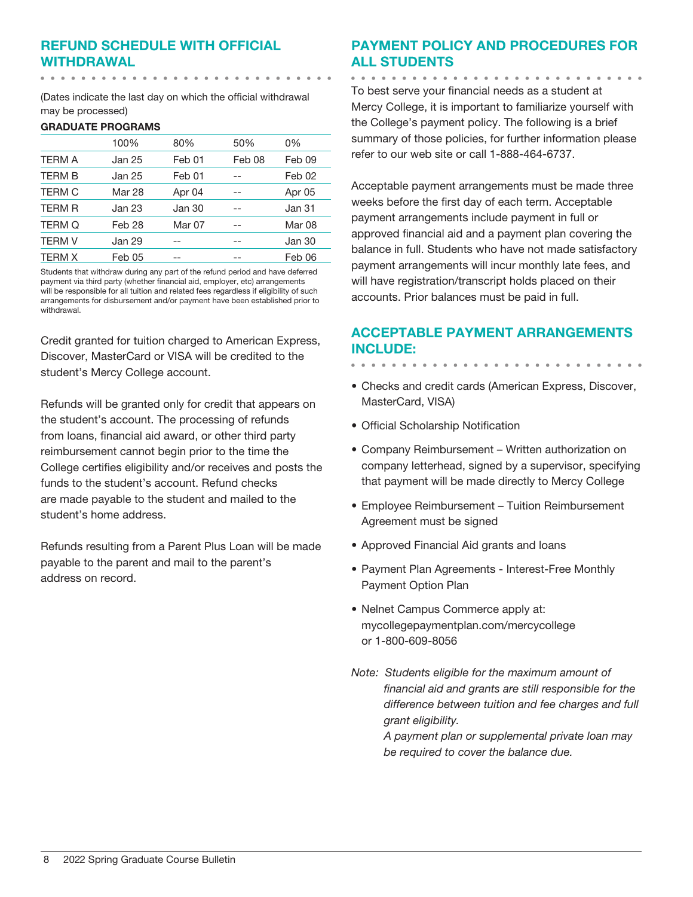## REFUND SCHEDULE WITH OFFICIAL WITHDRAWAL

(Dates indicate the last day on which the official withdrawal may be processed)

**GRADUATE PROGRAMS**

| | 100% | 80% | 50% | 0% |
|---|---|---|---|---|
| TERM A | Jan 25 | Feb 01 | Feb 08 | Feb 09 |
| TERM B | Jan 25 | Feb 01 | -- | Feb 02 |
| TERM C | Mar 28 | Apr 04 | -- | Apr 05 |
| TERM R | Jan 23 | Jan 30 | -- | Jan 31 |
| TERM Q | Feb 28 | Mar 07 | -- | Mar 08 |
| TERM V | Jan 29 | -- | -- | Jan 30 |
| TERM X | Feb 05 | -- | -- | Feb 06 |

Students that withdraw during any part of the refund period and have deferred payment via third party (whether financial aid, employer, etc) arrangements will be responsible for all tuition and related fees regardless if eligibility of such arrangements for disbursement and/or payment have been established prior to withdrawal.

Credit granted for tuition charged to American Express, Discover, MasterCard or VISA will be credited to the student's Mercy College account.

Refunds will be granted only for credit that appears on the student's account. The processing of refunds from loans, financial aid award, or other third party reimbursement cannot begin prior to the time the College certifies eligibility and/or receives and posts the funds to the student's account. Refund checks are made payable to the student and mailed to the student's home address.

Refunds resulting from a Parent Plus Loan will be made payable to the parent and mail to the parent's address on record.

## PAYMENT POLICY AND PROCEDURES FOR ALL STUDENTS

To best serve your financial needs as a student at Mercy College, it is important to familiarize yourself with the College's payment policy. The following is a brief summary of those policies, for further information please refer to our web site or call 1-888-464-6737.

Acceptable payment arrangements must be made three weeks before the first day of each term. Acceptable payment arrangements include payment in full or approved financial aid and a payment plan covering the balance in full. Students who have not made satisfactory payment arrangements will incur monthly late fees, and will have registration/transcript holds placed on their accounts. Prior balances must be paid in full.

## ACCEPTABLE PAYMENT ARRANGEMENTS INCLUDE:

- Checks and credit cards (American Express, Discover, MasterCard, VISA)
- Official Scholarship Notification
- Company Reimbursement – Written authorization on company letterhead, signed by a supervisor, specifying that payment will be made directly to Mercy College
- Employee Reimbursement – Tuition Reimbursement Agreement must be signed
- Approved Financial Aid grants and loans
- Payment Plan Agreements - Interest-Free Monthly Payment Option Plan
- Nelnet Campus Commerce apply at: mycollegepaymentplan.com/mercycollege or 1-800-609-8056

*Note: Students eligible for the maximum amount of financial aid and grants are still responsible for the difference between tuition and fee charges and full grant eligibility.*

*A payment plan or supplemental private loan may be required to cover the balance due.*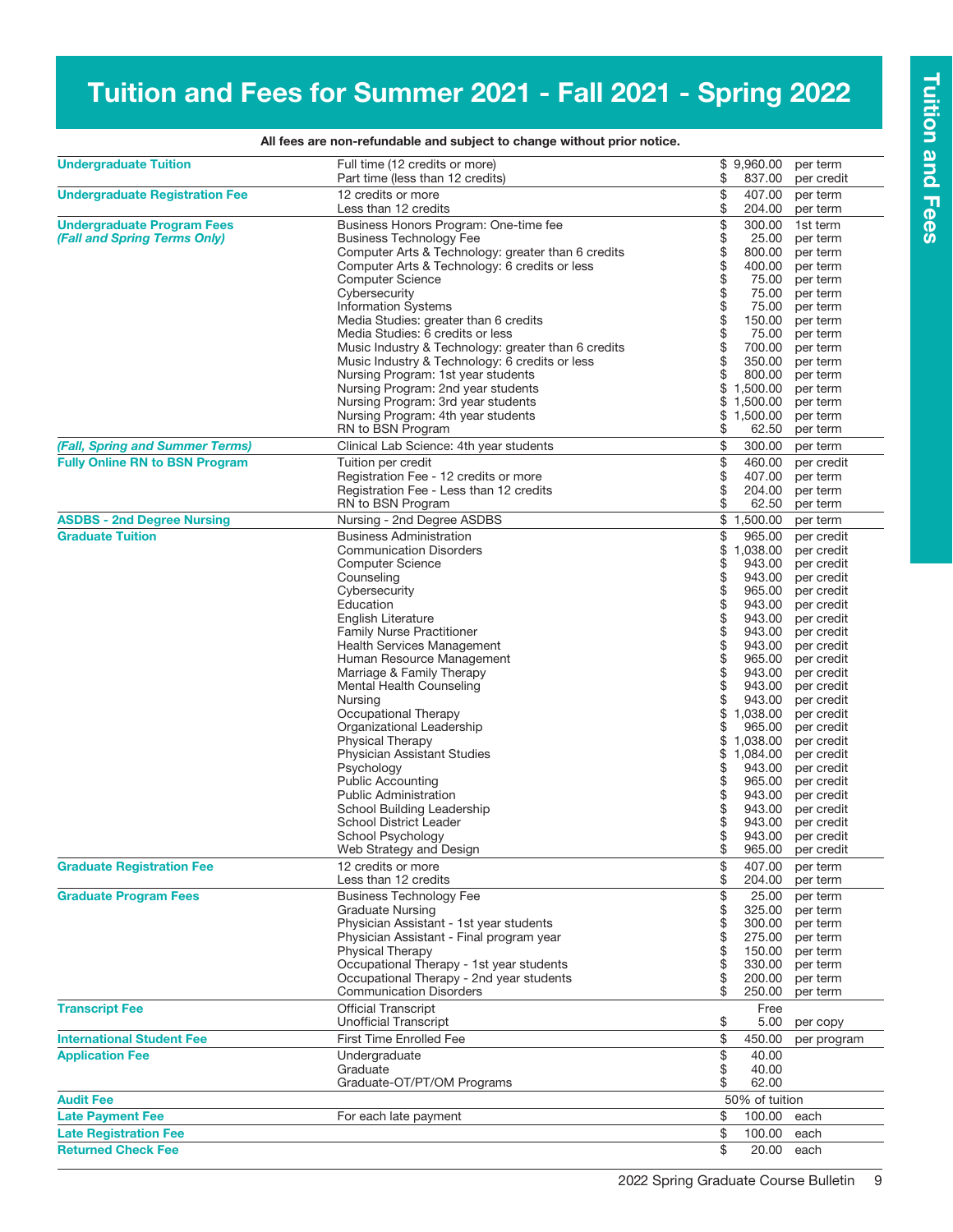# Tuition and Fees for Summer 2021 - Fall 2021 - Spring 2022

**All fees are non-refundable and subject to change without prior notice.**

| Category | Item | Amount | Unit |
|---|---|---|---|
| **Undergraduate Tuition** | Full time (12 credits or more) | $ 9,960.00 | per term |
| | Part time (less than 12 credits) | $ 837.00 | per credit |
| **Undergraduate Registration Fee** | 12 credits or more | $ 407.00 | per term |
| | Less than 12 credits | $ 204.00 | per term |
| **Undergraduate Program Fees** | Business Honors Program: One-time fee | $ 300.00 | 1st term |
| ***(Fall and Spring Terms Only)*** | Business Technology Fee | $ 25.00 | per term |
| | Computer Arts & Technology: greater than 6 credits | $ 800.00 | per term |
| | Computer Arts & Technology: 6 credits or less | $ 400.00 | per term |
| | Computer Science | $ 75.00 | per term |
| | Cybersecurity | $ 75.00 | per term |
| | Information Systems | $ 75.00 | per term |
| | Media Studies: greater than 6 credits | $ 150.00 | per term |
| | Media Studies: 6 credits or less | $ 75.00 | per term |
| | Music Industry & Technology: greater than 6 credits | $ 700.00 | per term |
| | Music Industry & Technology: 6 credits or less | $ 350.00 | per term |
| | Nursing Program: 1st year students | $ 800.00 | per term |
| | Nursing Program: 2nd year students | $ 1,500.00 | per term |
| | Nursing Program: 3rd year students | $ 1,500.00 | per term |
| | Nursing Program: 4th year students | $ 1,500.00 | per term |
| | RN to BSN Program | $ 62.50 | per term |
| ***(Fall, Spring and Summer Terms)*** | Clinical Lab Science: 4th year students | $ 300.00 | per term |
| **Fully Online RN to BSN Program** | Tuition per credit | $ 460.00 | per credit |
| | Registration Fee - 12 credits or more | $ 407.00 | per term |
| | Registration Fee - Less than 12 credits | $ 204.00 | per term |
| | RN to BSN Program | $ 62.50 | per term |
| **ASDBS - 2nd Degree Nursing** | Nursing - 2nd Degree ASDBS | $ 1,500.00 | per term |
| **Graduate Tuition** | Business Administration | $ 965.00 | per credit |
| | Communication Disorders | $ 1,038.00 | per credit |
| | Computer Science | $ 943.00 | per credit |
| | Counseling | $ 943.00 | per credit |
| | Cybersecurity | $ 965.00 | per credit |
| | Education | $ 943.00 | per credit |
| | English Literature | $ 943.00 | per credit |
| | Family Nurse Practitioner | $ 943.00 | per credit |
| | Health Services Management | $ 943.00 | per credit |
| | Human Resource Management | $ 965.00 | per credit |
| | Marriage & Family Therapy | $ 943.00 | per credit |
| | Mental Health Counseling | $ 943.00 | per credit |
| | Nursing | $ 943.00 | per credit |
| | Occupational Therapy | $ 1,038.00 | per credit |
| | Organizational Leadership | $ 965.00 | per credit |
| | Physical Therapy | $ 1,038.00 | per credit |
| | Physician Assistant Studies | $ 1,084.00 | per credit |
| | Psychology | $ 943.00 | per credit |
| | Public Accounting | $ 965.00 | per credit |
| | Public Administration | $ 943.00 | per credit |
| | School Building Leadership | $ 943.00 | per credit |
| | School District Leader | $ 943.00 | per credit |
| | School Psychology | $ 943.00 | per credit |
| | Web Strategy and Design | $ 965.00 | per credit |
| **Graduate Registration Fee** | 12 credits or more | $ 407.00 | per term |
| | Less than 12 credits | $ 204.00 | per term |
| **Graduate Program Fees** | Business Technology Fee | $ 25.00 | per term |
| | Graduate Nursing | $ 325.00 | per term |
| | Physician Assistant - 1st year students | $ 300.00 | per term |
| | Physician Assistant - Final program year | $ 275.00 | per term |
| | Physical Therapy | $ 150.00 | per term |
| | Occupational Therapy - 1st year students | $ 330.00 | per term |
| | Occupational Therapy - 2nd year students | $ 200.00 | per term |
| | Communication Disorders | $ 250.00 | per term |
| **Transcript Fee** | Official Transcript | Free | |
| | Unofficial Transcript | $ 5.00 | per copy |
| **International Student Fee** | First Time Enrolled Fee | $ 450.00 | per program |
| **Application Fee** | Undergraduate | $ 40.00 | |
| | Graduate | $ 40.00 | |
| | Graduate-OT/PT/OM Programs | $ 62.00 | |
| **Audit Fee** | | 50% of tuition | |
| **Late Payment Fee** | For each late payment | $ 100.00 | each |
| **Late Registration Fee** | | $ 100.00 | each |
| **Returned Check Fee** | | $ 20.00 | each |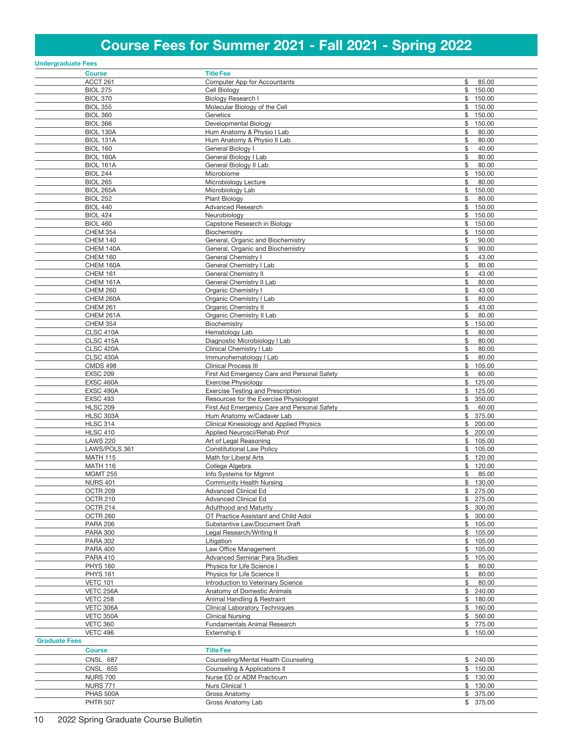# Course Fees for Summer 2021 - Fall 2021 - Spring 2022

## Undergraduate Fees

| Course | Title Fee | |
|---|---|---|
| ACCT 261 | Computer App for Accountants | $ 85.00 |
| BIOL 275 | Cell Biology | $ 150.00 |
| BIOL 370 | Biology Research I | $ 150.00 |
| BIOL 355 | Molecular Biology of the Cell | $ 150.00 |
| BIOL 360 | Genetics | $ 150.00 |
| BIOL 366 | Developmental Biology | $ 150.00 |
| BIOL 130A | Hum Anatomy & Physio I Lab | $ 80.00 |
| BIOL 131A | Hum Anatomy & Physio II Lab | $ 80.00 |
| BIOL 160 | General Biology I | $ 40.00 |
| BIOL 160A | General Biology I Lab | $ 80.00 |
| BIOL 161A | General Biology II Lab | $ 80.00 |
| BIOL 244 | Microbiome | $ 150.00 |
| BIOL 265 | Microbiology Lecture | $ 80.00 |
| BIOL 265A | Microbiology Lab | $ 150.00 |
| BIOL 252 | Plant Biology | $ 80.00 |
| BIOL 440 | Advanced Research | $ 150.00 |
| BIOL 424 | Neurobiology | $ 150.00 |
| BIOL 460 | Capstone Research in Biology | $ 150.00 |
| CHEM 354 | Biochemistry | $ 150.00 |
| CHEM 140 | General, Organic and Biochemistry | $ 90.00 |
| CHEM 140A | General, Organic and Biochemistry | $ 90.00 |
| CHEM 160 | General Chemistry I | $ 43.00 |
| CHEM 160A | General Chemistry I Lab | $ 80.00 |
| CHEM 161 | General Chemistry II | $ 43.00 |
| CHEM 161A | General Chemistry II Lab | $ 80.00 |
| CHEM 260 | Organic Chemistry I | $ 43.00 |
| CHEM 260A | Organic Chemistry I Lab | $ 80.00 |
| CHEM 261 | Organic Chemistry II | $ 43.00 |
| CHEM 261A | Organic Chemistry II Lab | $ 80.00 |
| CHEM 354 | Biochemistry | $ 150.00 |
| CLSC 410A | Hematology Lab | $ 80.00 |
| CLSC 415A | Diagnostic Microbiology I Lab | $ 80.00 |
| CLSC 420A | Clinical Chemistry I Lab | $ 80.00 |
| CLSC 430A | Immunohematology I Lab | $ 80.00 |
| CMDS 498 | Clinical Process III | $ 105.00 |
| EXSC 209 | First Aid Emergency Care and Personal Safety | $ 60.00 |
| EXSC 460A | Exercise Physiology | $ 125.00 |
| EXSC 490A | Exercise Testing and Prescription | $ 125.00 |
| EXSC 493 | Resources for the Exercise Physiologist | $ 350.00 |
| HLSC 209 | First Aid Emergency Care and Personal Safety | $ 60.00 |
| HLSC 303A | Hum Anatomy w/Cadaver Lab | $ 375.00 |
| HLSC 314 | Clinical Kinesiology and Applied Physics | $ 200.00 |
| HLSC 410 | Applied Neurosci/Rehab Prof | $ 200.00 |
| LAWS 220 | Art of Legal Reasoning | $ 105.00 |
| LAWS/POLS 361 | Constitutional Law Policy | $ 105.00 |
| MATH 115 | Math for Liberal Arts | $ 120.00 |
| MATH 116 | College Algebra | $ 120.00 |
| MGMT 255 | Info Systems for Mgmnt | $ 85.00 |
| NURS 401 | Community Health Nursing | $ 130.00 |
| OCTR 209 | Advanced Clinical Ed | $ 275.00 |
| OCTR 210 | Advanced Clinical Ed | $ 275.00 |
| OCTR 214 | Adulthood and Maturity | $ 300.00 |
| OCTR 260 | OT Practice Assistant and Child Adol | $ 300.00 |
| PARA 206 | Substantive Law/Document Draft | $ 105.00 |
| PARA 300 | Legal Research/Writing II | $ 105.00 |
| PARA 302 | Litigation | $ 105.00 |
| PARA 400 | Law Office Management | $ 105.00 |
| PARA 410 | Advanced Seminar Para Studies | $ 105.00 |
| PHYS 160 | Physics for Life Science I | $ 80.00 |
| PHYS 161 | Physics for Life Science II | $ 80.00 |
| VETC 101 | Introduction to Veterinary Science | $ 80.00 |
| VETC 256A | Anatomy of Domestic Animals | $ 240.00 |
| VETC 258 | Animal Handling & Restraint | $ 180.00 |
| VETC 306A | Clinical Laboratory Techniques | $ 160.00 |
| VETC 350A | Clinical Nursing | $ 560.00 |
| VETC 360 | Fundamentals Animal Research | $ 775.00 |
| VETC 496 | Externship II | $ 150.00 |

## Graduate Fees

| Course | Title Fee | |
|---|---|---|
| CNSL 687 | Counseling/Mental Health Counseling | $ 240.00 |
| CNSL 655 | Counseling & Applications II | $ 150.00 |
| NURS 700 | Nurse ED or ADM Practicum | $ 130.00 |
| NURS 771 | Nurs Clinical 1 | $ 130.00 |
| PHAS 500A | Gross Anatomy | $ 375.00 |
| PHTR 507 | Gross Anatomy Lab | $ 375.00 |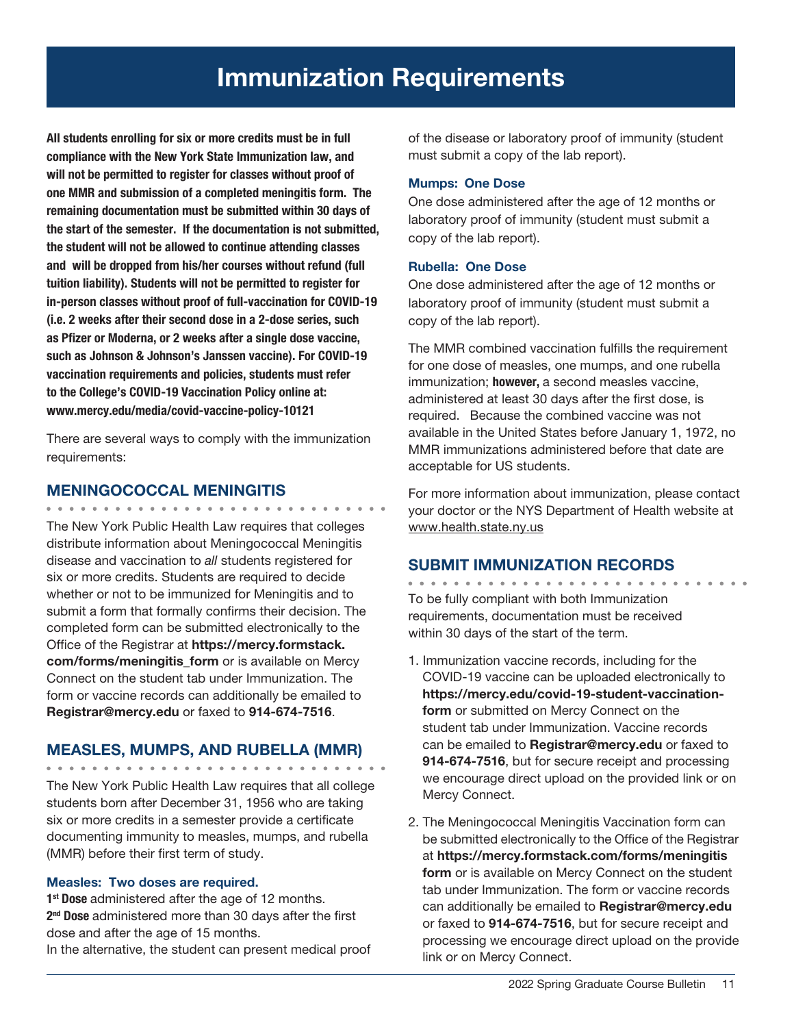# Immunization Requirements

**All students enrolling for six or more credits must be in full compliance with the New York State Immunization law, and will not be permitted to register for classes without proof of one MMR and submission of a completed meningitis form. The remaining documentation must be submitted within 30 days of the start of the semester. If the documentation is not submitted, the student will not be allowed to continue attending classes and will be dropped from his/her courses without refund (full tuition liability). Students will not be permitted to register for in-person classes without proof of full-vaccination for COVID-19 (i.e. 2 weeks after their second dose in a 2-dose series, such as Pfizer or Moderna, or 2 weeks after a single dose vaccine, such as Johnson & Johnson's Janssen vaccine). For COVID-19 vaccination requirements and policies, students must refer to the College's COVID-19 Vaccination Policy online at: www.mercy.edu/media/covid-vaccine-policy-10121**

There are several ways to comply with the immunization requirements:

## MENINGOCOCCAL MENINGITIS

The New York Public Health Law requires that colleges distribute information about Meningococcal Meningitis disease and vaccination to *all* students registered for six or more credits. Students are required to decide whether or not to be immunized for Meningitis and to submit a form that formally confirms their decision. The completed form can be submitted electronically to the Office of the Registrar at **https://mercy.formstack.com/forms/meningitis_form** or is available on Mercy Connect on the student tab under Immunization. The form or vaccine records can additionally be emailed to **Registrar@mercy.edu** or faxed to **914-674-7516**.

## MEASLES, MUMPS, AND RUBELLA (MMR)

The New York Public Health Law requires that all college students born after December 31, 1956 who are taking six or more credits in a semester provide a certificate documenting immunity to measles, mumps, and rubella (MMR) before their first term of study.

### Measles: Two doses are required.

**1st Dose** administered after the age of 12 months.
**2nd Dose** administered more than 30 days after the first dose and after the age of 15 months.
In the alternative, the student can present medical proof of the disease or laboratory proof of immunity (student must submit a copy of the lab report).

### Mumps: One Dose

One dose administered after the age of 12 months or laboratory proof of immunity (student must submit a copy of the lab report).

### Rubella: One Dose

One dose administered after the age of 12 months or laboratory proof of immunity (student must submit a copy of the lab report).

The MMR combined vaccination fulfills the requirement for one dose of measles, one mumps, and one rubella immunization; **however,** a second measles vaccine, administered at least 30 days after the first dose, is required. Because the combined vaccine was not available in the United States before January 1, 1972, no MMR immunizations administered before that date are acceptable for US students.

For more information about immunization, please contact your doctor or the NYS Department of Health website at www.health.state.ny.us

## SUBMIT IMMUNIZATION RECORDS

To be fully compliant with both Immunization requirements, documentation must be received within 30 days of the start of the term.

1. Immunization vaccine records, including for the COVID-19 vaccine can be uploaded electronically to **https://mercy.edu/covid-19-student-vaccination-form** or submitted on Mercy Connect on the student tab under Immunization. Vaccine records can be emailed to **Registrar@mercy.edu** or faxed to **914-674-7516**, but for secure receipt and processing we encourage direct upload on the provided link or on Mercy Connect.
2. The Meningococcal Meningitis Vaccination form can be submitted electronically to the Office of the Registrar at **https://mercy.formstack.com/forms/meningitis form** or is available on Mercy Connect on the student tab under Immunization. The form or vaccine records can additionally be emailed to **Registrar@mercy.edu** or faxed to **914-674-7516**, but for secure receipt and processing we encourage direct upload on the provide link or on Mercy Connect.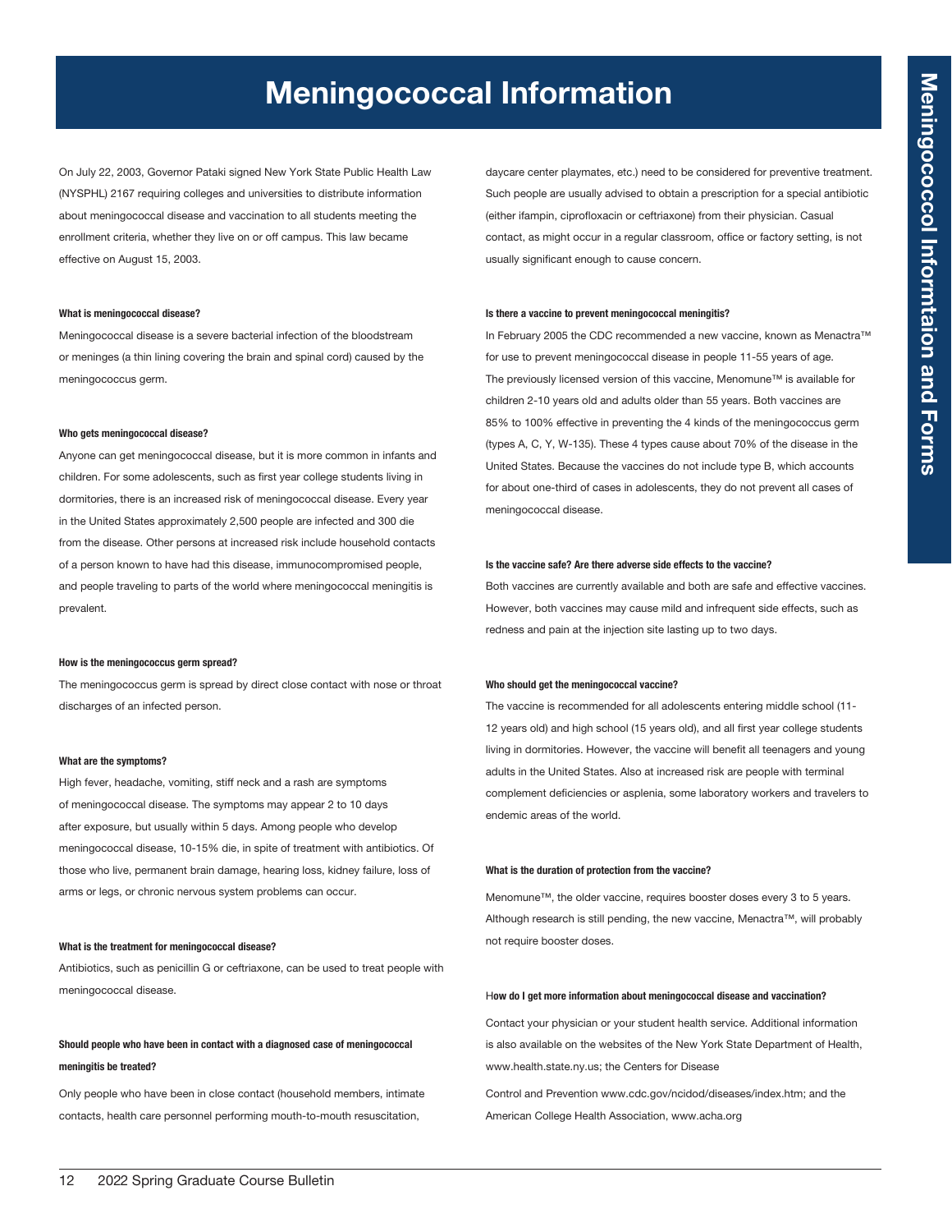# Meningococcal Information

On July 22, 2003, Governor Pataki signed New York State Public Health Law (NYSPHL) 2167 requiring colleges and universities to distribute information about meningococcal disease and vaccination to all students meeting the enrollment criteria, whether they live on or off campus. This law became effective on August 15, 2003.

**What is meningococcal disease?**

Meningococcal disease is a severe bacterial infection of the bloodstream or meninges (a thin lining covering the brain and spinal cord) caused by the meningococcus germ.

**Who gets meningococcal disease?**

Anyone can get meningococcal disease, but it is more common in infants and children. For some adolescents, such as first year college students living in dormitories, there is an increased risk of meningococcal disease. Every year in the United States approximately 2,500 people are infected and 300 die from the disease. Other persons at increased risk include household contacts of a person known to have had this disease, immunocompromised people, and people traveling to parts of the world where meningococcal meningitis is prevalent.

**How is the meningococcus germ spread?**

The meningococcus germ is spread by direct close contact with nose or throat discharges of an infected person.

**What are the symptoms?**

High fever, headache, vomiting, stiff neck and a rash are symptoms of meningococcal disease. The symptoms may appear 2 to 10 days after exposure, but usually within 5 days. Among people who develop meningococcal disease, 10-15% die, in spite of treatment with antibiotics. Of those who live, permanent brain damage, hearing loss, kidney failure, loss of arms or legs, or chronic nervous system problems can occur.

**What is the treatment for meningococcal disease?**

Antibiotics, such as penicillin G or ceftriaxone, can be used to treat people with meningococcal disease.

**Should people who have been in contact with a diagnosed case of meningococcal meningitis be treated?**

Only people who have been in close contact (household members, intimate contacts, health care personnel performing mouth-to-mouth resuscitation, daycare center playmates, etc.) need to be considered for preventive treatment. Such people are usually advised to obtain a prescription for a special antibiotic (either ifampin, ciprofloxacin or ceftriaxone) from their physician. Casual contact, as might occur in a regular classroom, office or factory setting, is not usually significant enough to cause concern.

**Is there a vaccine to prevent meningococcal meningitis?**

In February 2005 the CDC recommended a new vaccine, known as Menactra™ for use to prevent meningococcal disease in people 11-55 years of age. The previously licensed version of this vaccine, Menomune™ is available for children 2-10 years old and adults older than 55 years. Both vaccines are 85% to 100% effective in preventing the 4 kinds of the meningococcus germ (types A, C, Y, W-135). These 4 types cause about 70% of the disease in the United States. Because the vaccines do not include type B, which accounts for about one-third of cases in adolescents, they do not prevent all cases of meningococcal disease.

**Is the vaccine safe? Are there adverse side effects to the vaccine?**

Both vaccines are currently available and both are safe and effective vaccines. However, both vaccines may cause mild and infrequent side effects, such as redness and pain at the injection site lasting up to two days.

**Who should get the meningococcal vaccine?**

The vaccine is recommended for all adolescents entering middle school (11-12 years old) and high school (15 years old), and all first year college students living in dormitories. However, the vaccine will benefit all teenagers and young adults in the United States. Also at increased risk are people with terminal complement deficiencies or asplenia, some laboratory workers and travelers to endemic areas of the world.

**What is the duration of protection from the vaccine?**

Menomune™, the older vaccine, requires booster doses every 3 to 5 years. Although research is still pending, the new vaccine, Menactra™, will probably not require booster doses.

**How do I get more information about meningococcal disease and vaccination?**

Contact your physician or your student health service. Additional information is also available on the websites of the New York State Department of Health, www.health.state.ny.us; the Centers for Disease

Control and Prevention www.cdc.gov/ncidod/diseases/index.htm; and the American College Health Association, www.acha.org